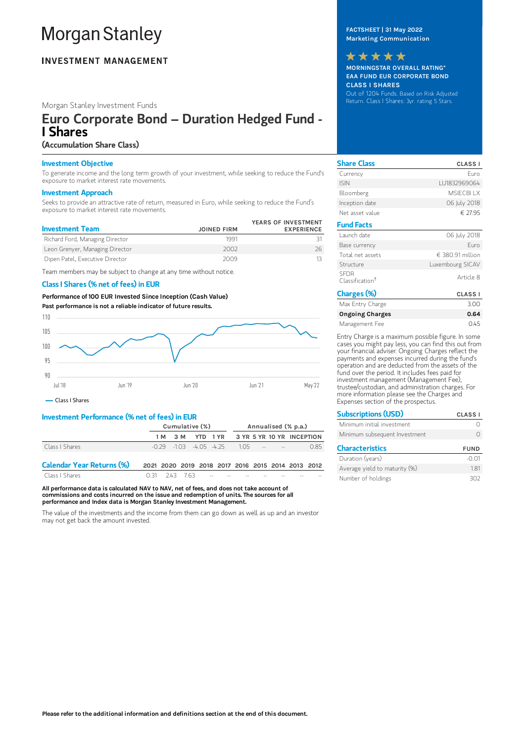# Morgan Stanley

**INVESTMENT MANAGEMENT**

Morgan Stanley Investment Funds

## Euro Corporate Bond – Duration Hedged Fund - I Shares

**(Accumulation Share Class)**

**FACTSHEET | 31 May 2022**
**Marketing Communication**

★★★★★

**MORNINGSTAR OVERALL RATING***
**EAA FUND EUR CORPORATE BOND**
**CLASS I SHARES**
Out of 1204 Funds. Based on Risk Adjusted Return. Class I Shares: 3yr. rating 5 Stars.

### Investment Objective

To generate income and the long term growth of your investment, while seeking to reduce the Fund's exposure to market interest rate movements.

### Investment Approach

Seeks to provide an attractive rate of return, measured in Euro, while seeking to reduce the Fund's exposure to market interest rate movements.

| Investment Team | JOINED FIRM | YEARS OF INVESTMENT EXPERIENCE |
|---|---|---|
| Richard Ford, Managing Director | 1991 | 31 |
| Leon Grenyer, Managing Director | 2002 | 26 |
| Dipen Patel, Executive Director | 2009 | 13 |

Team members may be subject to change at any time without notice.

### Class I Shares (% net of fees) in EUR

**Performance of 100 EUR Invested Since Inception (Cash Value)**
**Past performance is not a reliable indicator of future results.**

— Class I Shares

### Investment Performance (% net of fees) in EUR

| | Cumulative (%) | | | | Annualised (% p.a.) | | | |
|---|---|---|---|---|---|---|---|---|
| | 1 M | 3 M | YTD | 1 YR | 3 YR | 5 YR | 10 YR | INCEPTION |
| Class I Shares | -0.29 | -1.03 | -4.05 | -4.25 | 1.05 | -- | -- | 0.85 |

| Calendar Year Returns (%) | 2021 | 2020 | 2019 | 2018 | 2017 | 2016 | 2015 | 2014 | 2013 | 2012 |
|---|---|---|---|---|---|---|---|---|---|---|
| Class I Shares | 0.31 | 2.43 | 7.63 | -- | -- | -- | -- | -- | -- | -- |

**All performance data is calculated NAV to NAV, net of fees, and does not take account of commissions and costs incurred on the issue and redemption of units. The sources for all performance and Index data is Morgan Stanley Investment Management.**

The value of the investments and the income from them can go down as well as up and an investor may not get back the amount invested.

### Share Class

| Share Class | CLASS I |
|---|---|
| Currency | Euro |
| ISIN | LU1832969064 |
| Bloomberg | MSIECBI LX |
| Inception date | 06 July 2018 |
| Net asset value | € 27.95 |

### Fund Facts

| Fund Facts | |
|---|---|
| Launch date | 06 July 2018 |
| Base currency | Euro |
| Total net assets | € 380.91 million |
| Structure | Luxembourg SICAV |
| SFDR Classification† | Article 8 |

### Charges (%)

| Charges (%) | CLASS I |
|---|---|
| Max Entry Charge | 3.00 |
| **Ongoing Charges** | **0.64** |
| Management Fee | 0.45 |

Entry Charge is a maximum possible figure. In some cases you might pay less, you can find this out from your financial adviser. Ongoing Charges reflect the payments and expenses incurred during the fund's operation and are deducted from the assets of the fund over the period. It includes fees paid for investment management (Management Fee), trustee/custodian, and administration charges. For more information please see the Charges and Expenses section of the prospectus.

### Subscriptions (USD)

| Subscriptions (USD) | CLASS I |
|---|---|
| Minimum initial investment | 0 |
| Minimum subsequent Investment | 0 |

### Characteristics

| Characteristics | FUND |
|---|---|
| Duration (years) | -0.01 |
| Average yield to maturity (%) | 1.81 |
| Number of holdings | 302 |

**Please refer to the additional information and definitions section at the end of this document.**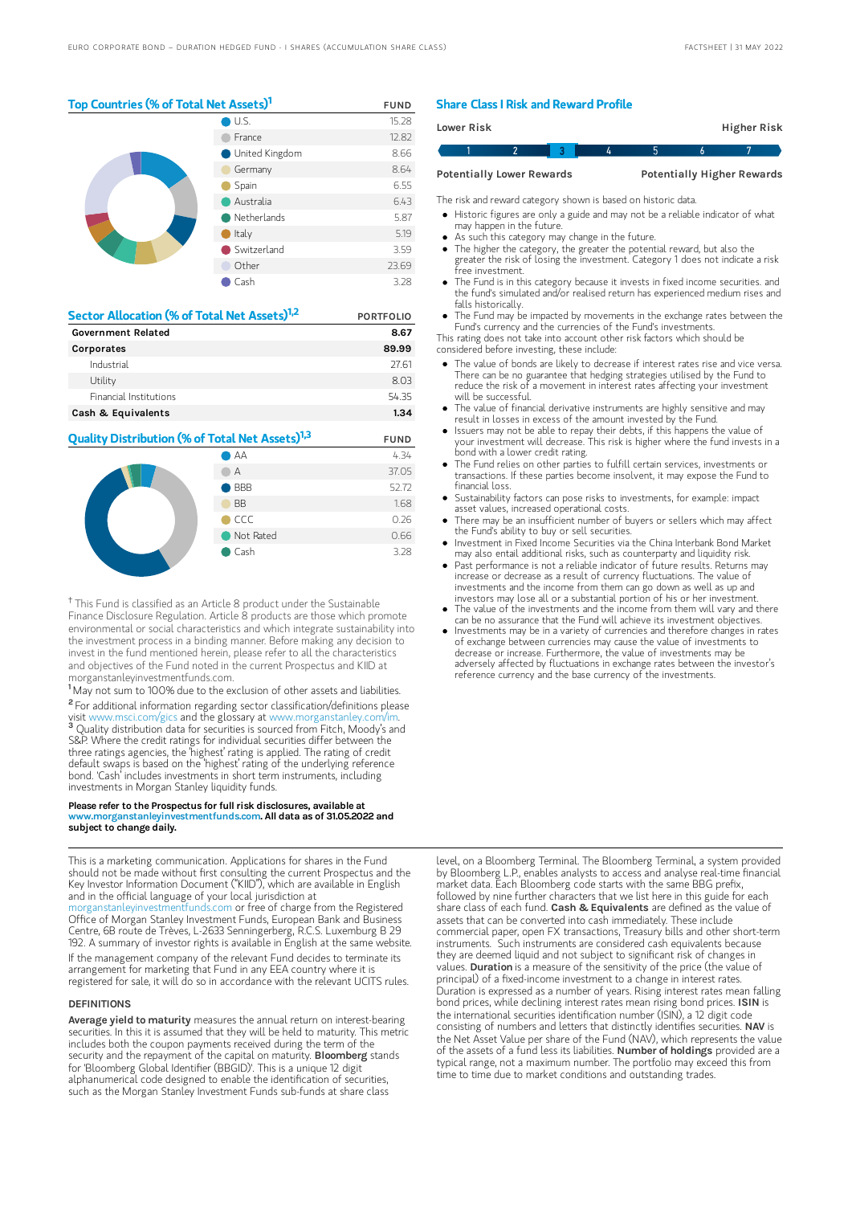## Top Countries (% of Total Net Assets)[1]

| | FUND |
|---|---|
| U.S. | 15.28 |
| France | 12.82 |
| United Kingdom | 8.66 |
| Germany | 8.64 |
| Spain | 6.55 |
| Australia | 6.43 |
| Netherlands | 5.87 |
| Italy | 5.19 |
| Switzerland | 3.59 |
| Other | 23.69 |
| Cash | 3.28 |

## Sector Allocation (% of Total Net Assets)[1,2]

| | PORTFOLIO |
|---|---|
| **Government Related** | **8.67** |
| **Corporates** | **89.99** |
| Industrial | 27.61 |
| Utility | 8.03 |
| Financial Institutions | 54.35 |
| **Cash & Equivalents** | **1.34** |

## Quality Distribution (% of Total Net Assets)[1,3]

| | FUND |
|---|---|
| AA | 4.34 |
| A | 37.05 |
| BBB | 52.72 |
| BB | 1.68 |
| CCC | 0.26 |
| Not Rated | 0.66 |
| Cash | 3.28 |

† This Fund is classified as an Article 8 product under the Sustainable Finance Disclosure Regulation. Article 8 products are those which promote environmental or social characteristics and which integrate sustainability into the investment process in a binding manner. Before making any decision to invest in the fund mentioned herein, please refer to all the characteristics and objectives of the Fund noted in the current Prospectus and KIID at morganstanleyinvestmentfunds.com.

[1] May not sum to 100% due to the exclusion of other assets and liabilities.

[2] For additional information regarding sector classification/definitions please visit www.msci.com/gics and the glossary at www.morganstanley.com/im.

[3] Quality distribution data for securities is sourced from Fitch, Moody's and S&P. Where the credit ratings for individual securities differ between the three ratings agencies, the 'highest' rating is applied. The rating of credit default swaps is based on the 'highest' rating of the underlying reference bond. 'Cash' includes investments in short term instruments, including investments in Morgan Stanley liquidity funds.

**Please refer to the Prospectus for full risk disclosures, available at www.morganstanleyinvestmentfunds.com. All data as of 31.05.2022 and subject to change daily.**

## Share Class I Risk and Reward Profile

| Lower Risk | | | | | | Higher Risk |
|---|---|---|---|---|---|---|
| 1 | 2 | **3** | 4 | 5 | 6 | 7 |
| Potentially Lower Rewards | | | | | | Potentially Higher Rewards |

The risk and reward category shown is based on historic data.

- Historic figures are only a guide and may not be a reliable indicator of what may happen in the future.
- As such this category may change in the future.
- The higher the category, the greater the potential reward, but also the greater the risk of losing the investment. Category 1 does not indicate a risk free investment.
- The Fund is in this category because it invests in fixed income securities. and the fund's simulated and/or realised return has experienced medium rises and falls historically.
- The Fund may be impacted by movements in the exchange rates between the Fund's currency and the currencies of the Fund's investments.

This rating does not take into account other risk factors which should be considered before investing, these include:

- The value of bonds are likely to decrease if interest rates rise and vice versa. There can be no guarantee that hedging strategies utilised by the Fund to reduce the risk of a movement in interest rates affecting your investment will be successful.
- The value of financial derivative instruments are highly sensitive and may result in losses in excess of the amount invested by the Fund.
- Issuers may not be able to repay their debts, if this happens the value of your investment will decrease. This risk is higher where the fund invests in a bond with a lower credit rating.
- The Fund relies on other parties to fulfill certain services, investments or transactions. If these parties become insolvent, it may expose the Fund to financial loss.
- Sustainability factors can pose risks to investments, for example: impact asset values, increased operational costs.
- There may be an insufficient number of buyers or sellers which may affect the Fund's ability to buy or sell securities.
- Investment in Fixed Income Securities via the China Interbank Bond Market may also entail additional risks, such as counterparty and liquidity risk.
- Past performance is not a reliable indicator of future results. Returns may increase or decrease as a result of currency fluctuations. The value of investments and the income from them can go down as well as up and investors may lose all or a substantial portion of his or her investment.
- The value of the investments and the income from them will vary and there can be no assurance that the Fund will achieve its investment objectives.
- Investments may be in a variety of currencies and therefore changes in rates of exchange between currencies may cause the value of investments to decrease or increase. Furthermore, the value of investments may be adversely affected by fluctuations in exchange rates between the investor's reference currency and the base currency of the investments.

This is a marketing communication. Applications for shares in the Fund should not be made without first consulting the current Prospectus and the Key Investor Information Document ("KIID"), which are available in English and in the official language of your local jurisdiction at morganstanleyinvestmentfunds.com or free of charge from the Registered Office of Morgan Stanley Investment Funds, European Bank and Business Centre, 6B route de Trèves, L-2633 Senningerberg, R.C.S. Luxemburg B 29 192. A summary of investor rights is available in English at the same website.

If the management company of the relevant Fund decides to terminate its arrangement for marketing that Fund in any EEA country where it is registered for sale, it will do so in accordance with the relevant UCITS rules.

### DEFINITIONS

**Average yield to maturity** measures the annual return on interest-bearing securities. In this it is assumed that they will be held to maturity. This metric includes both the coupon payments received during the term of the security and the repayment of the capital on maturity. **Bloomberg** stands for 'Bloomberg Global Identifier (BBGID)'. This is a unique 12 digit alphanumerical code designed to enable the identification of securities, such as the Morgan Stanley Investment Funds sub-funds at share class level, on a Bloomberg Terminal. The Bloomberg Terminal, a system provided by Bloomberg L.P., enables analysts to access and analyse real-time financial market data. Each Bloomberg code starts with the same BBG prefix, followed by nine further characters that we list here in this guide for each share class of each fund. **Cash & Equivalents** are defined as the value of assets that can be converted into cash immediately. These include commercial paper, open FX transactions, Treasury bills and other short-term instruments. Such instruments are considered cash equivalents because they are deemed liquid and not subject to significant risk of changes in values. **Duration** is a measure of the sensitivity of the price (the value of principal) of a fixed-income investment to a change in interest rates. Duration is expressed as a number of years. Rising interest rates mean falling bond prices, while declining interest rates mean rising bond prices. **ISIN** is the international securities identification number (ISIN), a 12 digit code consisting of numbers and letters that distinctly identifies securities. **NAV** is the Net Asset Value per share of the Fund (NAV), which represents the value of the assets of a fund less its liabilities. **Number of holdings** provided are a typical range, not a maximum number. The portfolio may exceed this from time to time due to market conditions and outstanding trades.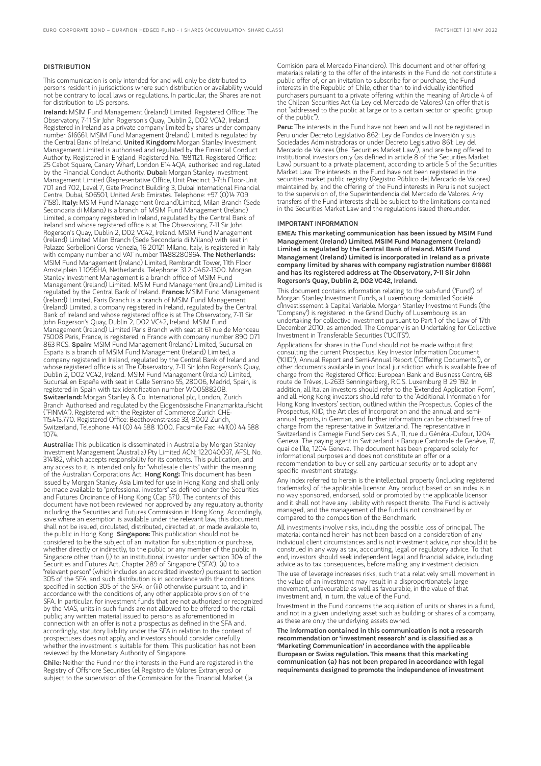## DISTRIBUTION

This communication is only intended for and will only be distributed to persons resident in jurisdictions where such distribution or availability would not be contrary to local laws or regulations. In particular, the Shares are not for distribution to US persons.

**Ireland:** MSIM Fund Management (Ireland) Limited. Registered Office: The Observatory, 7-11 Sir John Rogerson's Quay, Dublin 2, D02 VC42, Ireland. Registered in Ireland as a private company limited by shares under company number 616661. MSIM Fund Management (Ireland) Limited is regulated by the Central Bank of Ireland. **United Kingdom:** Morgan Stanley Investment Management Limited is authorised and regulated by the Financial Conduct Authority. Registered in England. Registered No. 1981121. Registered Office: 25 Cabot Square, Canary Wharf, London E14 4QA, authorised and regulated by the Financial Conduct Authority. **Dubai:** Morgan Stanley Investment Management Limited (Representative Office, Unit Precinct 3-7th Floor-Unit 701 and 702, Level 7, Gate Precinct Building 3, Dubai International Financial Centre, Dubai, 506501, United Arab Emirates. Telephone: +97 (0)14 709 7158). **Italy:** MSIM Fund Management (Ireland)Limited, Milan Branch (Sede Secondaria di Milano) is a branch of MSIM Fund Management (Ireland) Limited, a company registered in Ireland, regulated by the Central Bank of Ireland and whose registered office is at The Observatory, 7-11 Sir John Rogerson's Quay, Dublin 2, D02 VC42, Ireland. MSIM Fund Management (Ireland) Limited Milan Branch (Sede Secondaria di Milano) with seat in Palazzo Serbelloni Corso Venezia, 16 20121 Milano, Italy, is registered in Italy with company number and VAT number 11488280964. **The Netherlands:** MSIM Fund Management (Ireland) Limited, Rembrandt Tower, 11th Floor Amstelplein 1 1096HA, Netherlands. Telephone: 31 2-0462-1300. Morgan Stanley Investment Management is a branch office of MSIM Fund Management (Ireland) Limited. MSIM Fund Management (Ireland) Limited is regulated by the Central Bank of Ireland. **France:** MSIM Fund Management (Ireland) Limited, Paris Branch is a branch of MSIM Fund Management (Ireland) Limited, a company registered in Ireland, regulated by the Central Bank of Ireland and whose registered office is at The Observatory, 7-11 Sir John Rogerson's Quay, Dublin 2, D02 VC42, Ireland. MSIM Fund Management (Ireland) Limited Paris Branch with seat at 61 rue de Monceau 75008 Paris, France, is registered in France with company number 890 071 863 RCS. **Spain:** MSIM Fund Management (Ireland) Limited, Sucursal en España is a branch of MSIM Fund Management (Ireland) Limited, a company registered in Ireland, regulated by the Central Bank of Ireland and whose registered office is at The Observatory, 7-11 Sir John Rogerson's Quay, Dublin 2, D02 VC42, Ireland. MSIM Fund Management (Ireland) Limited, Sucursal en España with seat in Calle Serrano 55, 28006, Madrid, Spain, is registered in Spain with tax identification number W0058820B. **Switzerland:** Morgan Stanley & Co. International plc, London, Zurich Branch Authorised and regulated by the Eidgenössische Finanzmarktaufsicht ("FINMA"). Registered with the Register of Commerce Zurich CHE-115.415.770. Registered Office: Beethovenstrasse 33, 8002 Zurich, Switzerland, Telephone +41 (0) 44 588 1000. Facsimile Fax: +41(0) 44 588 1074.

**Australia:** This publication is disseminated in Australia by Morgan Stanley Investment Management (Australia) Pty Limited ACN: 122040037, AFSL No. 314182, which accepts responsibility for its contents. This publication, and any access to it, is intended only for "wholesale clients" within the meaning of the Australian Corporations Act. **Hong Kong:** This document has been issued by Morgan Stanley Asia Limited for use in Hong Kong and shall only be made available to "professional investors" as defined under the Securities and Futures Ordinance of Hong Kong (Cap 571). The contents of this document have not been reviewed nor approved by any regulatory authority including the Securities and Futures Commission in Hong Kong. Accordingly, save where an exemption is available under the relevant law, this document shall not be issued, circulated, distributed, directed at, or made available to, the public in Hong Kong. **Singapore:** This publication should not be considered to be the subject of an invitation for subscription or purchase, whether directly or indirectly, to the public or any member of the public in Singapore other than (i) to an institutional investor under section 304 of the Securities and Futures Act, Chapter 289 of Singapore ("SFA"), (ii) to a "relevant person" (which includes an accredited investor) pursuant to section 305 of the SFA, and such distribution is in accordance with the conditions specified in section 305 of the SFA; or (iii) otherwise pursuant to, and in accordance with the conditions of, any other applicable provision of the SFA. In particular, for investment funds that are not authorized or recognized by the MAS, units in such funds are not allowed to be offered to the retail public; any written material issued to persons as aforementioned in connection with an offer is not a prospectus as defined in the SFA and, accordingly, statutory liability under the SFA in relation to the content of prospectuses does not apply, and investors should consider carefully whether the investment is suitable for them. This publication has not been reviewed by the Monetary Authority of Singapore.

**Chile:** Neither the Fund nor the interests in the Fund are registered in the Registry of Offshore Securities (el Registro de Valores Extranjeros) or subject to the supervision of the Commission for the Financial Market (la Comisión para el Mercado Financiero). This document and other offering materials relating to the offer of the interests in the Fund do not constitute a public offer of, or an invitation to subscribe for or purchase, the Fund interests in the Republic of Chile, other than to individually identified purchasers pursuant to a private offering within the meaning of Article 4 of the Chilean Securities Act (la Ley del Mercado de Valores) (an offer that is not "addressed to the public at large or to a certain sector or specific group of the public").

**Peru:** The interests in the Fund have not been and will not be registered in Peru under Decreto Legislativo 862: Ley de Fondos de Inversión y sus Sociedades Administradoras or under Decreto Legislativo 861: Ley del Mercado de Valores (the "Securities Market Law"), and are being offered to institutional investors only (as defined in article 8 of the Securities Market Law) pursuant to a private placement, according to article 5 of the Securities Market Law. The interests in the Fund have not been registered in the securities market public registry (Registro Público del Mercado de Valores) maintained by, and the offering of the Fund interests in Peru is not subject to the supervision of, the Superintendencia del Mercado de Valores. Any transfers of the Fund interests shall be subject to the limitations contained in the Securities Market Law and the regulations issued thereunder.

## IMPORTANT INFORMATION

**EMEA: This marketing communication has been issued by MSIM Fund Management (Ireland) Limited. MSIM Fund Management (Ireland) Limited is regulated by the Central Bank of Ireland. MSIM Fund Management (Ireland) Limited is incorporated in Ireland as a private company limited by shares with company registration number 616661 and has its registered address at The Observatory, 7-11 Sir John Rogerson's Quay, Dublin 2, D02 VC42, Ireland.**

This document contains information relating to the sub-fund ("Fund") of Morgan Stanley Investment Funds, a Luxembourg domiciled Société d'Investissement à Capital Variable. Morgan Stanley Investment Funds (the "Company") is registered in the Grand Duchy of Luxembourg as an undertaking for collective investment pursuant to Part 1 of the Law of 17th December 2010, as amended. The Company is an Undertaking for Collective Investment in Transferable Securities ("UCITS").

Applications for shares in the Fund should not be made without first consulting the current Prospectus, Key Investor Information Document ("KIID"), Annual Report and Semi-Annual Report ("Offering Documents"), or other documents available in your local jurisdiction which is available free of charge from the Registered Office: European Bank and Business Centre, 6B route de Trèves, L-2633 Senningerberg, R.C.S. Luxemburg B 29 192. In addition, all Italian investors should refer to the 'Extended Application Form', and all Hong Kong investors should refer to the 'Additional Information for Hong Kong Investors' section, outlined within the Prospectus. Copies of the Prospectus, KIID, the Articles of Incorporation and the annual and semi-annual reports, in German, and further information can be obtained free of charge from the representative in Switzerland. The representative in Switzerland is Carnegie Fund Services S.A., 11, rue du Général-Dufour, 1204 Geneva. The paying agent in Switzerland is Banque Cantonale de Genève, 17, quai de l'Ile, 1204 Geneva. The document has been prepared solely for informational purposes and does not constitute an offer or a recommendation to buy or sell any particular security or to adopt any specific investment strategy.

Any index referred to herein is the intellectual property (including registered trademarks) of the applicable licensor. Any product based on an index is in no way sponsored, endorsed, sold or promoted by the applicable licensor and it shall not have any liability with respect thereto. The Fund is actively managed, and the management of the fund is not constrained by or compared to the composition of the Benchmark.

All investments involve risks, including the possible loss of principal. The material contained herein has not been based on a consideration of any individual client circumstances and is not investment advice, nor should it be construed in any way as tax, accounting, legal or regulatory advice. To that end, investors should seek independent legal and financial advice, including advice as to tax consequences, before making any investment decision.

The use of leverage increases risks, such that a relatively small movement in the value of an investment may result in a disproportionately large movement, unfavourable as well as favourable, in the value of that investment and, in turn, the value of the Fund.

Investment in the Fund concerns the acquisition of units or shares in a fund, and not in a given underlying asset such as building or shares of a company, as these are only the underlying assets owned.

**The information contained in this communication is not a research recommendation or 'investment research' and is classified as a 'Marketing Communication' in accordance with the applicable European or Swiss regulation. This means that this marketing communication (a) has not been prepared in accordance with legal requirements designed to promote the independence of investment**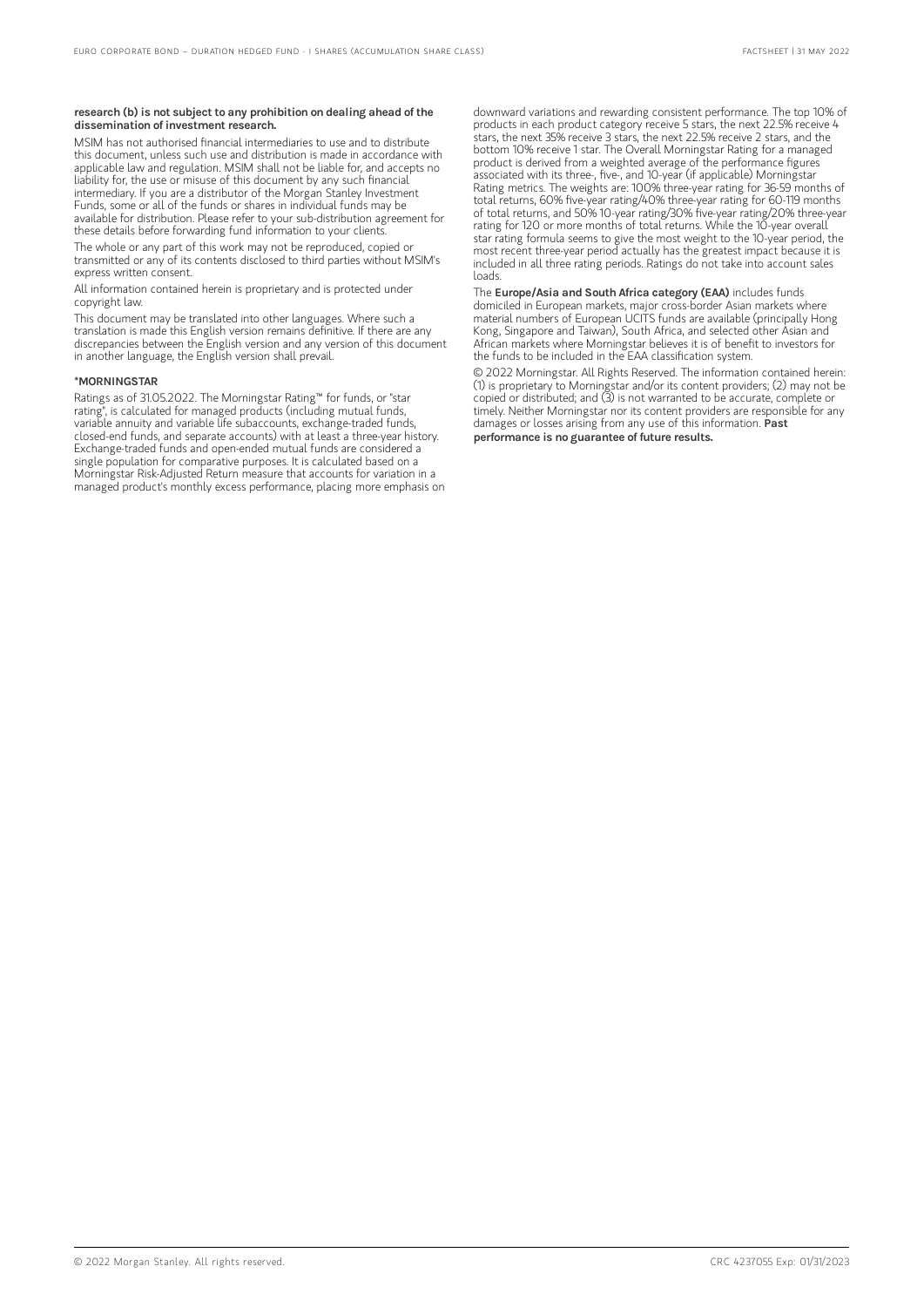**research (b) is not subject to any prohibition on dealing ahead of the dissemination of investment research.**

MSIM has not authorised financial intermediaries to use and to distribute this document, unless such use and distribution is made in accordance with applicable law and regulation. MSIM shall not be liable for, and accepts no liability for, the use or misuse of this document by any such financial intermediary. If you are a distributor of the Morgan Stanley Investment Funds, some or all of the funds or shares in individual funds may be available for distribution. Please refer to your sub-distribution agreement for these details before forwarding fund information to your clients.

The whole or any part of this work may not be reproduced, copied or transmitted or any of its contents disclosed to third parties without MSIM's express written consent.

All information contained herein is proprietary and is protected under copyright law.

This document may be translated into other languages. Where such a translation is made this English version remains definitive. If there are any discrepancies between the English version and any version of this document in another language, the English version shall prevail.

**\*MORNINGSTAR**

Ratings as of 31.05.2022. The Morningstar Rating™ for funds, or "star rating", is calculated for managed products (including mutual funds, variable annuity and variable life subaccounts, exchange-traded funds, closed-end funds, and separate accounts) with at least a three-year history. Exchange-traded funds and open-ended mutual funds are considered a single population for comparative purposes. It is calculated based on a Morningstar Risk-Adjusted Return measure that accounts for variation in a managed product's monthly excess performance, placing more emphasis on downward variations and rewarding consistent performance. The top 10% of products in each product category receive 5 stars, the next 22.5% receive 4 stars, the next 35% receive 3 stars, the next 22.5% receive 2 stars, and the bottom 10% receive 1 star. The Overall Morningstar Rating for a managed product is derived from a weighted average of the performance figures associated with its three-, five-, and 10-year (if applicable) Morningstar Rating metrics. The weights are: 100% three-year rating for 36-59 months of total returns, 60% five-year rating/40% three-year rating for 60-119 months of total returns, and 50% 10-year rating/30% five-year rating/20% three-year rating for 120 or more months of total returns. While the 10-year overall star rating formula seems to give the most weight to the 10-year period, the most recent three-year period actually has the greatest impact because it is included in all three rating periods. Ratings do not take into account sales loads.

The **Europe/Asia and South Africa category (EAA)** includes funds domiciled in European markets, major cross-border Asian markets where material numbers of European UCITS funds are available (principally Hong Kong, Singapore and Taiwan), South Africa, and selected other Asian and African markets where Morningstar believes it is of benefit to investors for the funds to be included in the EAA classification system.

© 2022 Morningstar. All Rights Reserved. The information contained herein: (1) is proprietary to Morningstar and/or its content providers; (2) may not be copied or distributed; and (3) is not warranted to be accurate, complete or timely. Neither Morningstar nor its content providers are responsible for any damages or losses arising from any use of this information. **Past performance is no guarantee of future results.**

© 2022 Morgan Stanley. All rights reserved.

CRC 4237055 Exp: 01/31/2023